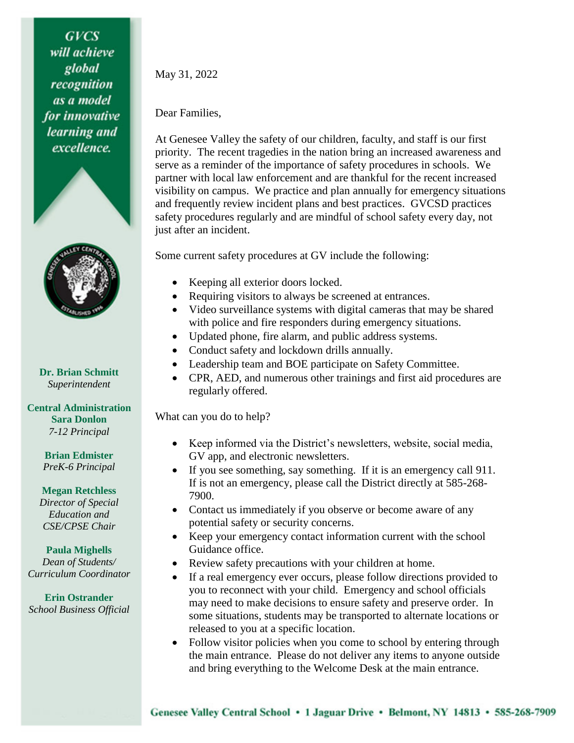**GVCS will achieve global recognition as a model for innovative learning and excellence.**

**Dr. Brian Schmitt**
*Superintendent*

**Central Administration**
**Sara Donlon**
*7-12 Principal*

**Brian Edmister**
*PreK-6 Principal*

**Megan Retchless**
*Director of Special Education and CSE/CPSE Chair*

**Paula Mighells**
*Dean of Students/ Curriculum Coordinator*

**Erin Ostrander**
*School Business Official*

May 31, 2022

Dear Families,

At Genesee Valley the safety of our children, faculty, and staff is our first priority. The recent tragedies in the nation bring an increased awareness and serve as a reminder of the importance of safety procedures in schools. We partner with local law enforcement and are thankful for the recent increased visibility on campus. We practice and plan annually for emergency situations and frequently review incident plans and best practices. GVCSD practices safety procedures regularly and are mindful of school safety every day, not just after an incident.

Some current safety procedures at GV include the following:

- Keeping all exterior doors locked.
- Requiring visitors to always be screened at entrances.
- Video surveillance systems with digital cameras that may be shared with police and fire responders during emergency situations.
- Updated phone, fire alarm, and public address systems.
- Conduct safety and lockdown drills annually.
- Leadership team and BOE participate on Safety Committee.
- CPR, AED, and numerous other trainings and first aid procedures are regularly offered.

What can you do to help?

- Keep informed via the District's newsletters, website, social media, GV app, and electronic newsletters.
- If you see something, say something. If it is an emergency call 911. If is not an emergency, please call the District directly at 585-268-7900.
- Contact us immediately if you observe or become aware of any potential safety or security concerns.
- Keep your emergency contact information current with the school Guidance office.
- Review safety precautions with your children at home.
- If a real emergency ever occurs, please follow directions provided to you to reconnect with your child. Emergency and school officials may need to make decisions to ensure safety and preserve order. In some situations, students may be transported to alternate locations or released to you at a specific location.
- Follow visitor policies when you come to school by entering through the main entrance. Please do not deliver any items to anyone outside and bring everything to the Welcome Desk at the main entrance.

Genesee Valley Central School • 1 Jaguar Drive • Belmont, NY 14813 • 585-268-7909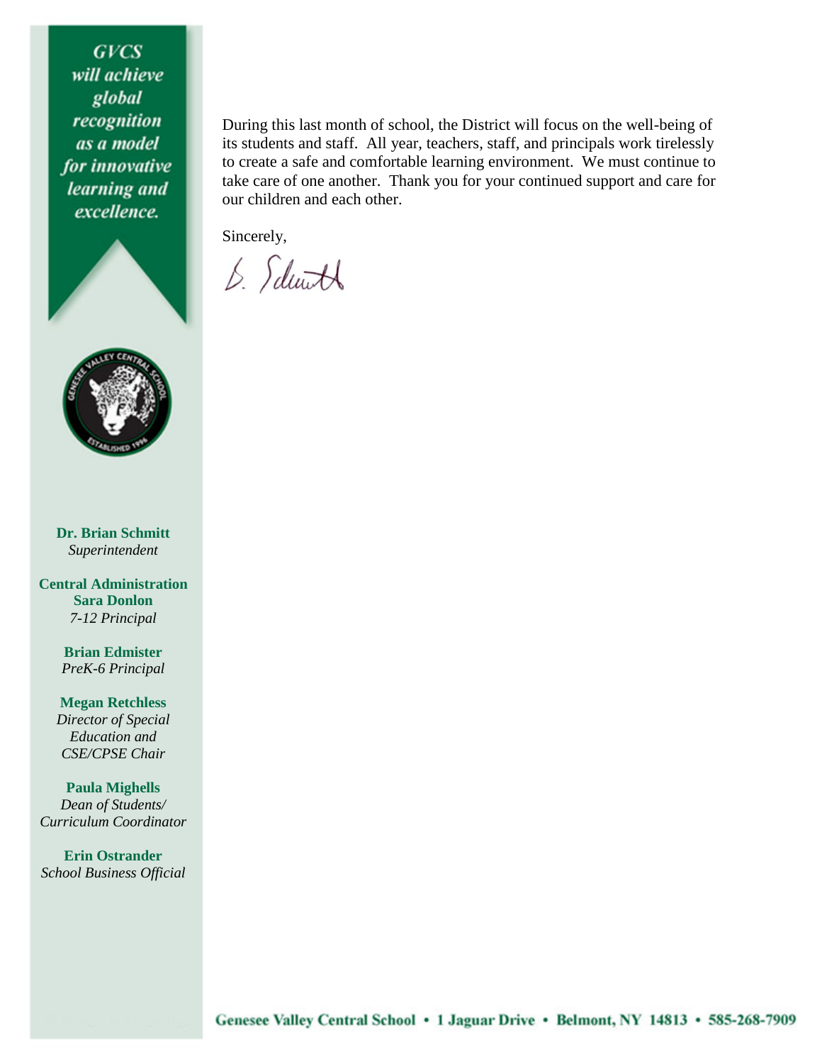*GVCS will achieve global recognition as a model for innovative learning and excellence.*

**Dr. Brian Schmitt**
*Superintendent*

**Central Administration**
**Sara Donlon**
*7-12 Principal*

**Brian Edmister**
*PreK-6 Principal*

**Megan Retchless**
*Director of Special Education and CSE/CPSE Chair*

**Paula Mighells**
*Dean of Students/ Curriculum Coordinator*

**Erin Ostrander**
*School Business Official*

During this last month of school, the District will focus on the well-being of its students and staff. All year, teachers, staff, and principals work tirelessly to create a safe and comfortable learning environment. We must continue to take care of one another. Thank you for your continued support and care for our children and each other.

Sincerely,

B. Schmitt

**Genesee Valley Central School • 1 Jaguar Drive • Belmont, NY 14813 • 585-268-7909**